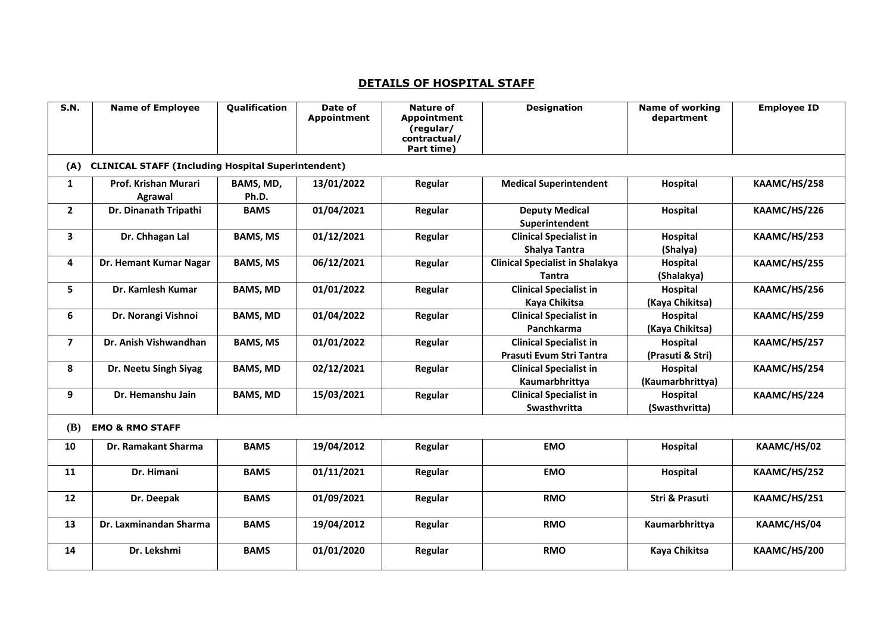## DETAILS OF HOSPITAL STAFF

| S.N. | Name of Employee | Qualification | Date of Appointment | Nature of Appointment (regular/ contractual/ Part time) | Designation | Name of working department | Employee ID |
|---|---|---|---|---|---|---|---|
| **(A)** | **CLINICAL STAFF (Including Hospital Superintendent)** | | | | | | |
| **1** | **Prof. Krishan Murari Agrawal** | **BAMS, MD, Ph.D.** | **13/01/2022** | **Regular** | **Medical Superintendent** | **Hospital** | **KAAMC/HS/258** |
| **2** | **Dr. Dinanath Tripathi** | **BAMS** | **01/04/2021** | **Regular** | **Deputy Medical Superintendent** | **Hospital** | **KAAMC/HS/226** |
| **3** | **Dr. Chhagan Lal** | **BAMS, MS** | **01/12/2021** | **Regular** | **Clinical Specialist in Shalya Tantra** | **Hospital (Shalya)** | **KAAMC/HS/253** |
| **4** | **Dr. Hemant Kumar Nagar** | **BAMS, MS** | **06/12/2021** | **Regular** | **Clinical Specialist in Shalakya Tantra** | **Hospital (Shalakya)** | **KAAMC/HS/255** |
| **5** | **Dr. Kamlesh Kumar** | **BAMS, MD** | **01/01/2022** | **Regular** | **Clinical Specialist in Kaya Chikitsa** | **Hospital (Kaya Chikitsa)** | **KAAMC/HS/256** |
| **6** | **Dr. Norangi Vishnoi** | **BAMS, MD** | **01/04/2022** | **Regular** | **Clinical Specialist in Panchkarma** | **Hospital (Kaya Chikitsa)** | **KAAMC/HS/259** |
| **7** | **Dr. Anish Vishwandhan** | **BAMS, MS** | **01/01/2022** | **Regular** | **Clinical Specialist in Prasuti Evum Stri Tantra** | **Hospital (Prasuti & Stri)** | **KAAMC/HS/257** |
| **8** | **Dr. Neetu Singh Siyag** | **BAMS, MD** | **02/12/2021** | **Regular** | **Clinical Specialist in Kaumarbhrittya** | **Hospital (Kaumarbhrittya)** | **KAAMC/HS/254** |
| **9** | **Dr. Hemanshu Jain** | **BAMS, MD** | **15/03/2021** | **Regular** | **Clinical Specialist in Swasthvritta** | **Hospital (Swasthvritta)** | **KAAMC/HS/224** |
| **(B)** | **EMO & RMO STAFF** | | | | | | |
| **10** | **Dr. Ramakant Sharma** | **BAMS** | **19/04/2012** | **Regular** | **EMO** | **Hospital** | **KAAMC/HS/02** |
| **11** | **Dr. Himani** | **BAMS** | **01/11/2021** | **Regular** | **EMO** | **Hospital** | **KAAMC/HS/252** |
| **12** | **Dr. Deepak** | **BAMS** | **01/09/2021** | **Regular** | **RMO** | **Stri & Prasuti** | **KAAMC/HS/251** |
| **13** | **Dr. Laxminandan Sharma** | **BAMS** | **19/04/2012** | **Regular** | **RMO** | **Kaumarbhrittya** | **KAAMC/HS/04** |
| **14** | **Dr. Lekshmi** | **BAMS** | **01/01/2020** | **Regular** | **RMO** | **Kaya Chikitsa** | **KAAMC/HS/200** |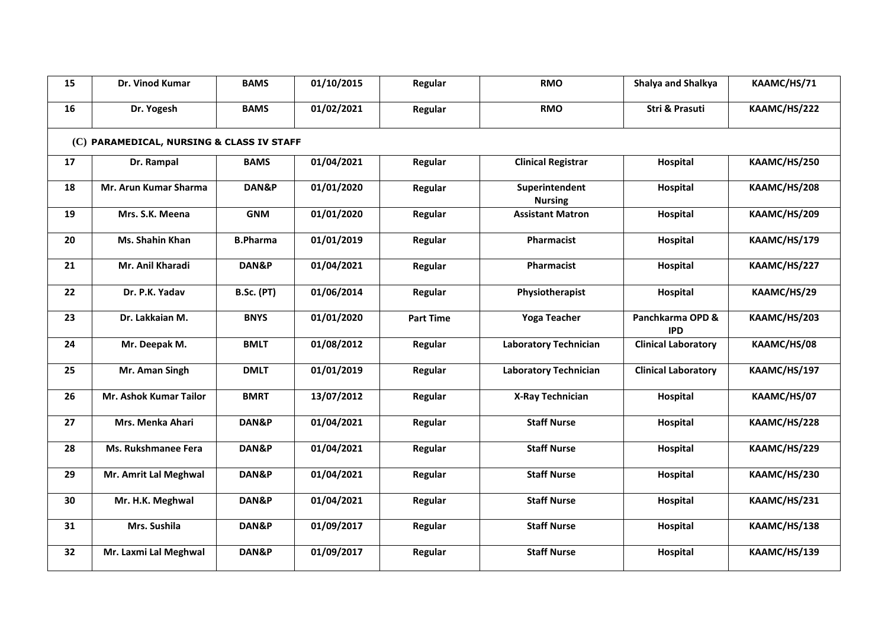| 15 | Dr. Vinod Kumar | BAMS | 01/10/2015 | Regular | RMO | Shalya and Shalkya | KAAMC/HS/71 |
|---|---|---|---|---|---|---|---|
| 16 | Dr. Yogesh | BAMS | 01/02/2021 | Regular | RMO | Stri & Prasuti | KAAMC/HS/222 |
| **(C) PARAMEDICAL, NURSING & CLASS IV STAFF** | | | | | | | |
| 17 | Dr. Rampal | BAMS | 01/04/2021 | Regular | Clinical Registrar | Hospital | KAAMC/HS/250 |
| 18 | Mr. Arun Kumar Sharma | DAN&P | 01/01/2020 | Regular | Superintendent Nursing | Hospital | KAAMC/HS/208 |
| 19 | Mrs. S.K. Meena | GNM | 01/01/2020 | Regular | Assistant Matron | Hospital | KAAMC/HS/209 |
| 20 | Ms. Shahin Khan | B.Pharma | 01/01/2019 | Regular | Pharmacist | Hospital | KAAMC/HS/179 |
| 21 | Mr. Anil Kharadi | DAN&P | 01/04/2021 | Regular | Pharmacist | Hospital | KAAMC/HS/227 |
| 22 | Dr. P.K. Yadav | B.Sc. (PT) | 01/06/2014 | Regular | Physiotherapist | Hospital | KAAMC/HS/29 |
| 23 | Dr. Lakkaian M. | BNYS | 01/01/2020 | Part Time | Yoga Teacher | Panchkarma OPD & IPD | KAAMC/HS/203 |
| 24 | Mr. Deepak M. | BMLT | 01/08/2012 | Regular | Laboratory Technician | Clinical Laboratory | KAAMC/HS/08 |
| 25 | Mr. Aman Singh | DMLT | 01/01/2019 | Regular | Laboratory Technician | Clinical Laboratory | KAAMC/HS/197 |
| 26 | Mr. Ashok Kumar Tailor | BMRT | 13/07/2012 | Regular | X-Ray Technician | Hospital | KAAMC/HS/07 |
| 27 | Mrs. Menka Ahari | DAN&P | 01/04/2021 | Regular | Staff Nurse | Hospital | KAAMC/HS/228 |
| 28 | Ms. Rukshmanee Fera | DAN&P | 01/04/2021 | Regular | Staff Nurse | Hospital | KAAMC/HS/229 |
| 29 | Mr. Amrit Lal Meghwal | DAN&P | 01/04/2021 | Regular | Staff Nurse | Hospital | KAAMC/HS/230 |
| 30 | Mr. H.K. Meghwal | DAN&P | 01/04/2021 | Regular | Staff Nurse | Hospital | KAAMC/HS/231 |
| 31 | Mrs. Sushila | DAN&P | 01/09/2017 | Regular | Staff Nurse | Hospital | KAAMC/HS/138 |
| 32 | Mr. Laxmi Lal Meghwal | DAN&P | 01/09/2017 | Regular | Staff Nurse | Hospital | KAAMC/HS/139 |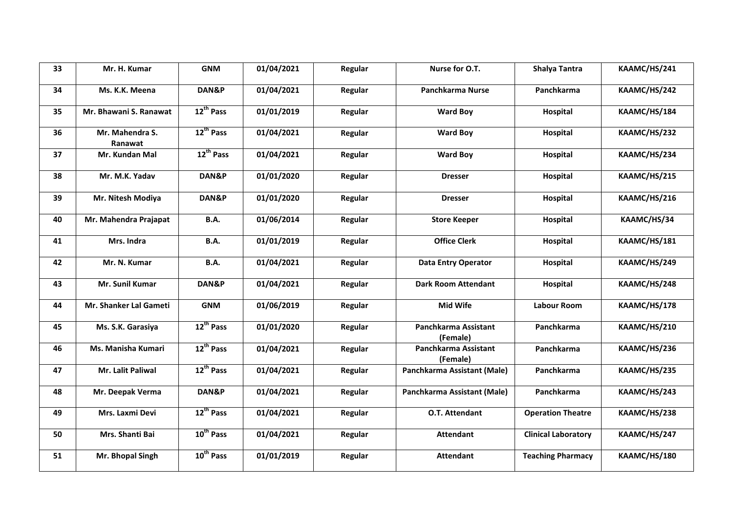| 33 | Mr. H. Kumar | GNM | 01/04/2021 | Regular | Nurse for O.T. | Shalya Tantra | KAAMC/HS/241 |
|---|---|---|---|---|---|---|---|
| 34 | Ms. K.K. Meena | DAN&P | 01/04/2021 | Regular | Panchkarma Nurse | Panchkarma | KAAMC/HS/242 |
| 35 | Mr. Bhawani S. Ranawat | 12th Pass | 01/01/2019 | Regular | Ward Boy | Hospital | KAAMC/HS/184 |
| 36 | Mr. Mahendra S. Ranawat | 12th Pass | 01/04/2021 | Regular | Ward Boy | Hospital | KAAMC/HS/232 |
| 37 | Mr. Kundan Mal | 12th Pass | 01/04/2021 | Regular | Ward Boy | Hospital | KAAMC/HS/234 |
| 38 | Mr. M.K. Yadav | DAN&P | 01/01/2020 | Regular | Dresser | Hospital | KAAMC/HS/215 |
| 39 | Mr. Nitesh Modiya | DAN&P | 01/01/2020 | Regular | Dresser | Hospital | KAAMC/HS/216 |
| 40 | Mr. Mahendra Prajapat | B.A. | 01/06/2014 | Regular | Store Keeper | Hospital | KAAMC/HS/34 |
| 41 | Mrs. Indra | B.A. | 01/01/2019 | Regular | Office Clerk | Hospital | KAAMC/HS/181 |
| 42 | Mr. N. Kumar | B.A. | 01/04/2021 | Regular | Data Entry Operator | Hospital | KAAMC/HS/249 |
| 43 | Mr. Sunil Kumar | DAN&P | 01/04/2021 | Regular | Dark Room Attendant | Hospital | KAAMC/HS/248 |
| 44 | Mr. Shanker Lal Gameti | GNM | 01/06/2019 | Regular | Mid Wife | Labour Room | KAAMC/HS/178 |
| 45 | Ms. S.K. Garasiya | 12th Pass | 01/01/2020 | Regular | Panchkarma Assistant (Female) | Panchkarma | KAAMC/HS/210 |
| 46 | Ms. Manisha Kumari | 12th Pass | 01/04/2021 | Regular | Panchkarma Assistant (Female) | Panchkarma | KAAMC/HS/236 |
| 47 | Mr. Lalit Paliwal | 12th Pass | 01/04/2021 | Regular | Panchkarma Assistant (Male) | Panchkarma | KAAMC/HS/235 |
| 48 | Mr. Deepak Verma | DAN&P | 01/04/2021 | Regular | Panchkarma Assistant (Male) | Panchkarma | KAAMC/HS/243 |
| 49 | Mrs. Laxmi Devi | 12th Pass | 01/04/2021 | Regular | O.T. Attendant | Operation Theatre | KAAMC/HS/238 |
| 50 | Mrs. Shanti Bai | 10th Pass | 01/04/2021 | Regular | Attendant | Clinical Laboratory | KAAMC/HS/247 |
| 51 | Mr. Bhopal Singh | 10th Pass | 01/01/2019 | Regular | Attendant | Teaching Pharmacy | KAAMC/HS/180 |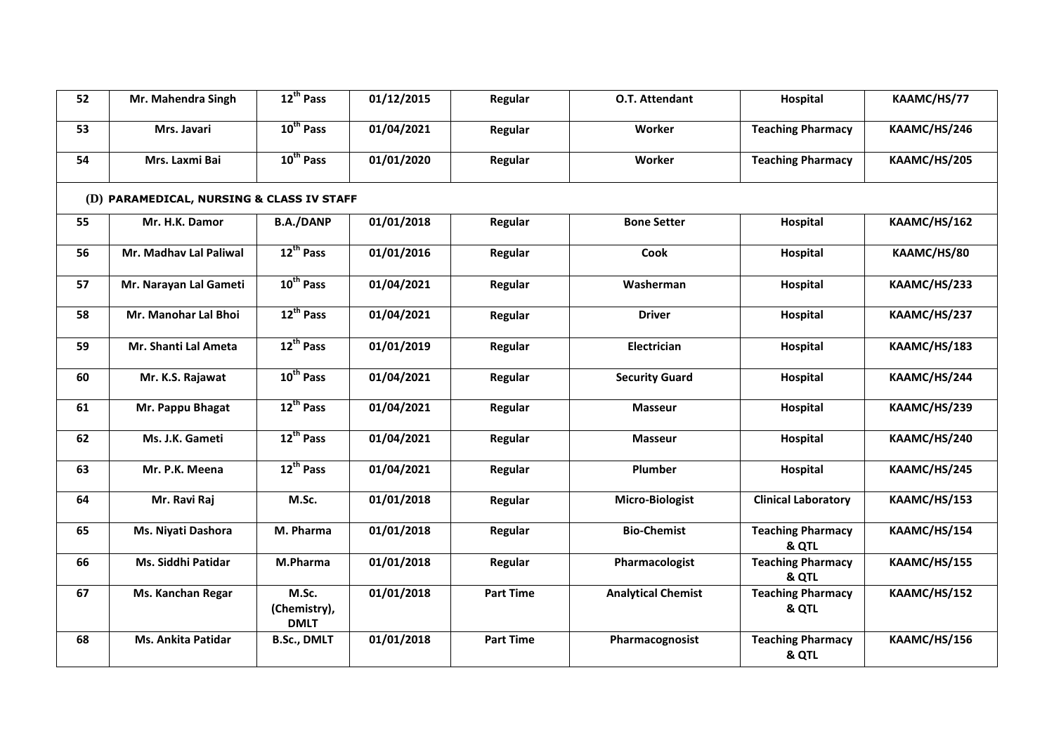| 52 | Mr. Mahendra Singh | 12th Pass | 01/12/2015 | Regular | O.T. Attendant | Hospital | KAAMC/HS/77 |
|---|---|---|---|---|---|---|---|
| 53 | Mrs. Javari | 10th Pass | 01/04/2021 | Regular | Worker | Teaching Pharmacy | KAAMC/HS/246 |
| 54 | Mrs. Laxmi Bai | 10th Pass | 01/01/2020 | Regular | Worker | Teaching Pharmacy | KAAMC/HS/205 |
| **(D) PARAMEDICAL, NURSING & CLASS IV STAFF** | | | | | | | |
| 55 | Mr. H.K. Damor | B.A./DANP | 01/01/2018 | Regular | Bone Setter | Hospital | KAAMC/HS/162 |
| 56 | Mr. Madhav Lal Paliwal | 12th Pass | 01/01/2016 | Regular | Cook | Hospital | KAAMC/HS/80 |
| 57 | Mr. Narayan Lal Gameti | 10th Pass | 01/04/2021 | Regular | Washerman | Hospital | KAAMC/HS/233 |
| 58 | Mr. Manohar Lal Bhoi | 12th Pass | 01/04/2021 | Regular | Driver | Hospital | KAAMC/HS/237 |
| 59 | Mr. Shanti Lal Ameta | 12th Pass | 01/01/2019 | Regular | Electrician | Hospital | KAAMC/HS/183 |
| 60 | Mr. K.S. Rajawat | 10th Pass | 01/04/2021 | Regular | Security Guard | Hospital | KAAMC/HS/244 |
| 61 | Mr. Pappu Bhagat | 12th Pass | 01/04/2021 | Regular | Masseur | Hospital | KAAMC/HS/239 |
| 62 | Ms. J.K. Gameti | 12th Pass | 01/04/2021 | Regular | Masseur | Hospital | KAAMC/HS/240 |
| 63 | Mr. P.K. Meena | 12th Pass | 01/04/2021 | Regular | Plumber | Hospital | KAAMC/HS/245 |
| 64 | Mr. Ravi Raj | M.Sc. | 01/01/2018 | Regular | Micro-Biologist | Clinical Laboratory | KAAMC/HS/153 |
| 65 | Ms. Niyati Dashora | M. Pharma | 01/01/2018 | Regular | Bio-Chemist | Teaching Pharmacy & QTL | KAAMC/HS/154 |
| 66 | Ms. Siddhi Patidar | M.Pharma | 01/01/2018 | Regular | Pharmacologist | Teaching Pharmacy & QTL | KAAMC/HS/155 |
| 67 | Ms. Kanchan Regar | M.Sc. (Chemistry), DMLT | 01/01/2018 | Part Time | Analytical Chemist | Teaching Pharmacy & QTL | KAAMC/HS/152 |
| 68 | Ms. Ankita Patidar | B.Sc., DMLT | 01/01/2018 | Part Time | Pharmacognosist | Teaching Pharmacy & QTL | KAAMC/HS/156 |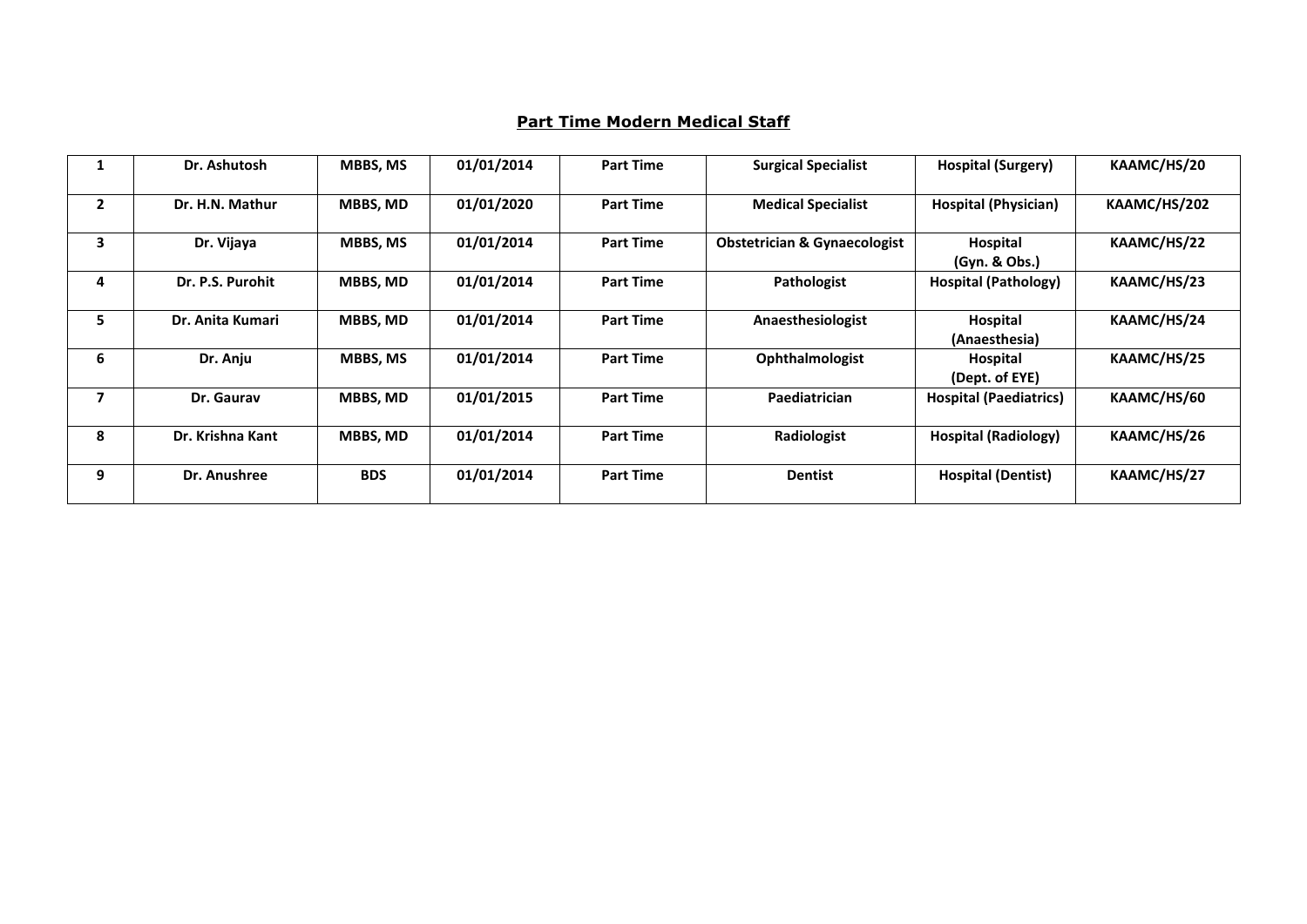## Part Time Modern Medical Staff

| | | | | | | | |
|---|---|---|---|---|---|---|---|
| 1 | Dr. Ashutosh | MBBS, MS | 01/01/2014 | Part Time | Surgical Specialist | Hospital (Surgery) | KAAMC/HS/20 |
| 2 | Dr. H.N. Mathur | MBBS, MD | 01/01/2020 | Part Time | Medical Specialist | Hospital (Physician) | KAAMC/HS/202 |
| 3 | Dr. Vijaya | MBBS, MS | 01/01/2014 | Part Time | Obstetrician & Gynaecologist | Hospital (Gyn. & Obs.) | KAAMC/HS/22 |
| 4 | Dr. P.S. Purohit | MBBS, MD | 01/01/2014 | Part Time | Pathologist | Hospital (Pathology) | KAAMC/HS/23 |
| 5 | Dr. Anita Kumari | MBBS, MD | 01/01/2014 | Part Time | Anaesthesiologist | Hospital (Anaesthesia) | KAAMC/HS/24 |
| 6 | Dr. Anju | MBBS, MS | 01/01/2014 | Part Time | Ophthalmologist | Hospital (Dept. of EYE) | KAAMC/HS/25 |
| 7 | Dr. Gaurav | MBBS, MD | 01/01/2015 | Part Time | Paediatrician | Hospital (Paediatrics) | KAAMC/HS/60 |
| 8 | Dr. Krishna Kant | MBBS, MD | 01/01/2014 | Part Time | Radiologist | Hospital (Radiology) | KAAMC/HS/26 |
| 9 | Dr. Anushree | BDS | 01/01/2014 | Part Time | Dentist | Hospital (Dentist) | KAAMC/HS/27 |